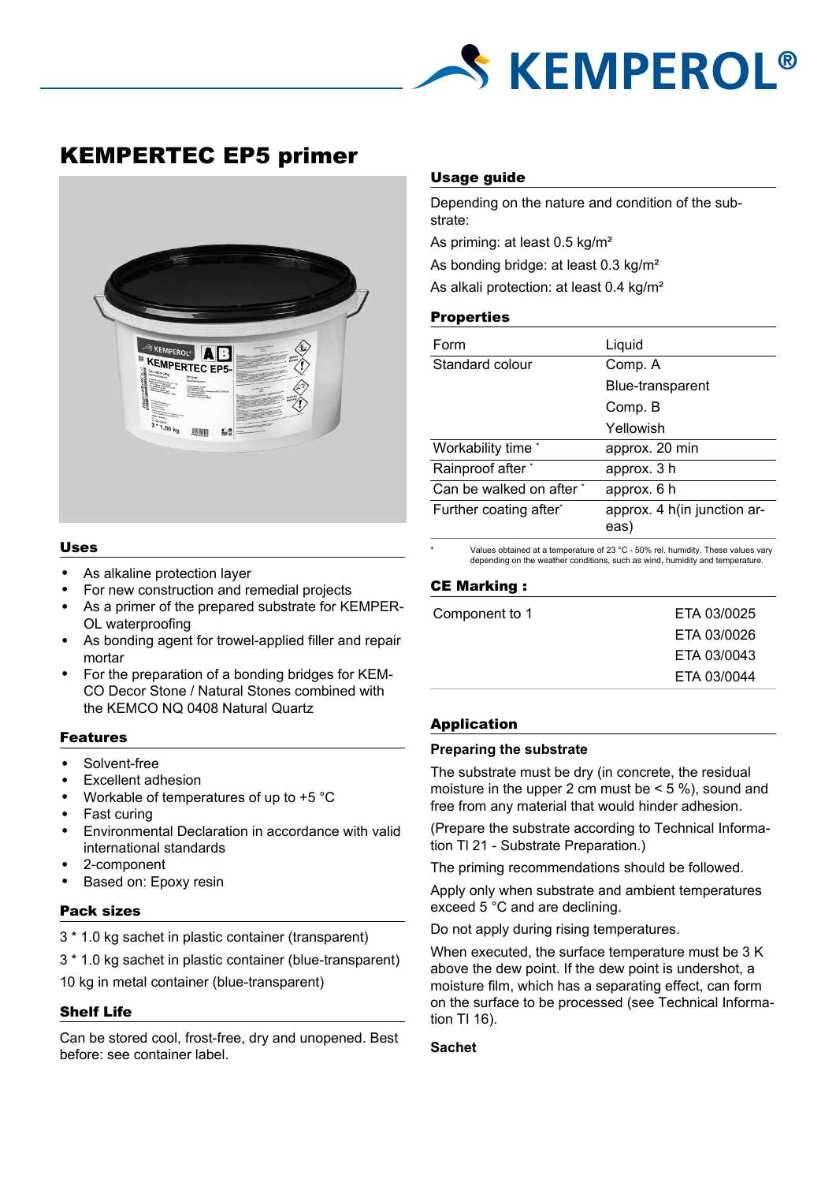# KEMPERTEC EP5 primer

## Uses

- As alkaline protection layer
- For new construction and remedial projects
- As a primer of the prepared substrate for KEMPEROL waterproofing
- As bonding agent for trowel-applied filler and repair mortar
- For the preparation of a bonding bridges for KEMCO Decor Stone / Natural Stones combined with the KEMCO NQ 0408 Natural Quartz

## Features

- Solvent-free
- Excellent adhesion
- Workable of temperatures of up to +5 °C
- Fast curing
- Environmental Declaration in accordance with valid international standards
- 2-component
- Based on: Epoxy resin

## Pack sizes

3 * 1.0 kg sachet in plastic container (transparent)

3 * 1.0 kg sachet in plastic container (blue-transparent)

10 kg in metal container (blue-transparent)

## Shelf Life

Can be stored cool, frost-free, dry and unopened. Best before: see container label.

## Usage guide

Depending on the nature and condition of the substrate:

As priming: at least 0.5 kg/m²

As bonding bridge: at least 0.3 kg/m²

As alkali protection: at least 0.4 kg/m²

## Properties

| Property | Value |
|---|---|
| Form | Liquid |
| Standard colour | Comp. A |
| | Blue-transparent |
| | Comp. B |
| | Yellowish |
| Workability time * | approx. 20 min |
| Rainproof after * | approx. 3 h |
| Can be walked on after * | approx. 6 h |
| Further coating after* | approx. 4 h(in junction areas) |

* Values obtained at a temperature of 23 °C - 50% rel. humidity. These values vary depending on the weather conditions, such as wind, humidity and temperature.

## CE Marking :

| | |
|---|---|
| Component to 1 | ETA 03/0025 |
| | ETA 03/0026 |
| | ETA 03/0043 |
| | ETA 03/0044 |

## Application

### Preparing the substrate

The substrate must be dry (in concrete, the residual moisture in the upper 2 cm must be < 5 %), sound and free from any material that would hinder adhesion.

(Prepare the substrate according to Technical Information TI 21 - Substrate Preparation.)

The priming recommendations should be followed.

Apply only when substrate and ambient temperatures exceed 5 °C and are declining.

Do not apply during rising temperatures.

When executed, the surface temperature must be 3 K above the dew point. If the dew point is undershot, a moisture film, which has a separating effect, can form on the surface to be processed (see Technical Information TI 16).

### Sachet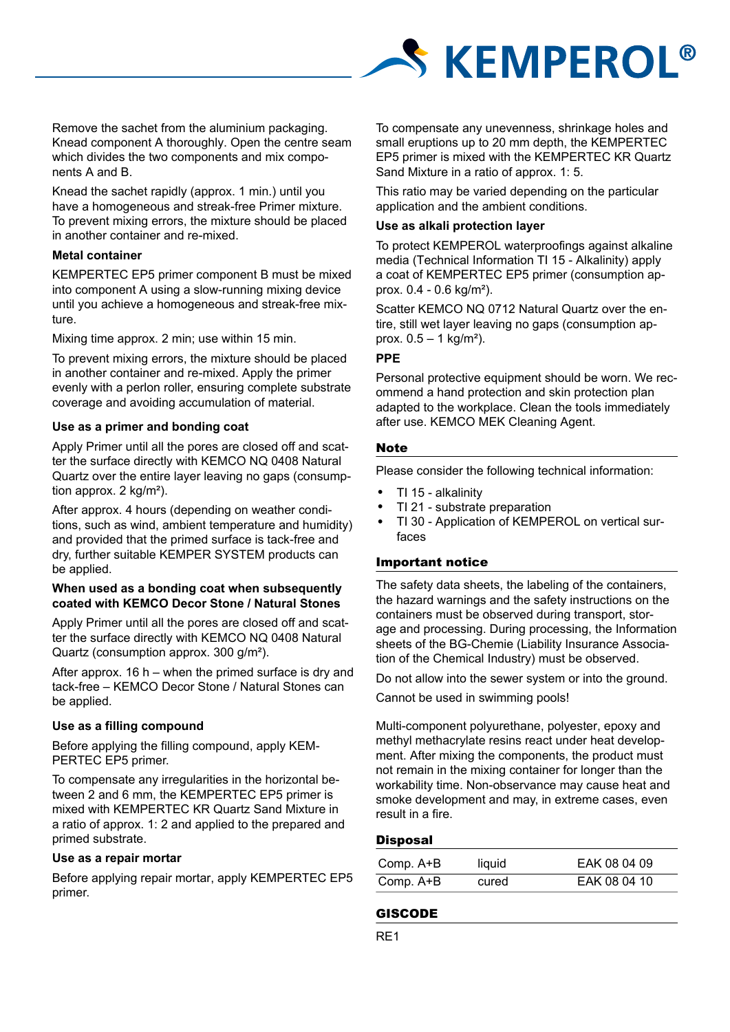Remove the sachet from the aluminium packaging. Knead component A thoroughly. Open the centre seam which divides the two components and mix components A and B.

Knead the sachet rapidly (approx. 1 min.) until you have a homogeneous and streak-free Primer mixture. To prevent mixing errors, the mixture should be placed in another container and re-mixed.

**Metal container**

KEMPERTEC EP5 primer component B must be mixed into component A using a slow-running mixing device until you achieve a homogeneous and streak-free mixture.

Mixing time approx. 2 min; use within 15 min.

To prevent mixing errors, the mixture should be placed in another container and re-mixed. Apply the primer evenly with a perlon roller, ensuring complete substrate coverage and avoiding accumulation of material.

**Use as a primer and bonding coat**

Apply Primer until all the pores are closed off and scatter the surface directly with KEMCO NQ 0408 Natural Quartz over the entire layer leaving no gaps (consumption approx. 2 kg/m²).

After approx. 4 hours (depending on weather conditions, such as wind, ambient temperature and humidity) and provided that the primed surface is tack-free and dry, further suitable KEMPER SYSTEM products can be applied.

**When used as a bonding coat when subsequently coated with KEMCO Decor Stone / Natural Stones**

Apply Primer until all the pores are closed off and scatter the surface directly with KEMCO NQ 0408 Natural Quartz (consumption approx. 300 g/m²).

After approx. 16 h – when the primed surface is dry and tack-free – KEMCO Decor Stone / Natural Stones can be applied.

**Use as a filling compound**

Before applying the filling compound, apply KEMPERTEC EP5 primer.

To compensate any irregularities in the horizontal between 2 and 6 mm, the KEMPERTEC EP5 primer is mixed with KEMPERTEC KR Quartz Sand Mixture in a ratio of approx. 1: 2 and applied to the prepared and primed substrate.

**Use as a repair mortar**

Before applying repair mortar, apply KEMPERTEC EP5 primer.

To compensate any unevenness, shrinkage holes and small eruptions up to 20 mm depth, the KEMPERTEC EP5 primer is mixed with the KEMPERTEC KR Quartz Sand Mixture in a ratio of approx. 1: 5.

This ratio may be varied depending on the particular application and the ambient conditions.

**Use as alkali protection layer**

To protect KEMPEROL waterproofings against alkaline media (Technical Information TI 15 - Alkalinity) apply a coat of KEMPERTEC EP5 primer (consumption approx. 0.4 - 0.6 kg/m²).

Scatter KEMCO NQ 0712 Natural Quartz over the entire, still wet layer leaving no gaps (consumption approx. 0.5 – 1 kg/m²).

**PPE**

Personal protective equipment should be worn. We recommend a hand protection and skin protection plan adapted to the workplace. Clean the tools immediately after use. KEMCO MEK Cleaning Agent.

## Note

Please consider the following technical information:

- TI 15 - alkalinity
- TI 21 - substrate preparation
- TI 30 - Application of KEMPEROL on vertical surfaces

## Important notice

The safety data sheets, the labeling of the containers, the hazard warnings and the safety instructions on the containers must be observed during transport, storage and processing. During processing, the Information sheets of the BG-Chemie (Liability Insurance Association of the Chemical Industry) must be observed.

Do not allow into the sewer system or into the ground.

Cannot be used in swimming pools!

Multi-component polyurethane, polyester, epoxy and methyl methacrylate resins react under heat development. After mixing the components, the product must not remain in the mixing container for longer than the workability time. Non-observance may cause heat and smoke development and may, in extreme cases, even result in a fire.

## Disposal

| Comp. A+B | liquid | EAK 08 04 09 |
|---|---|---|
| Comp. A+B | cured | EAK 08 04 10 |

## GISCODE

RE1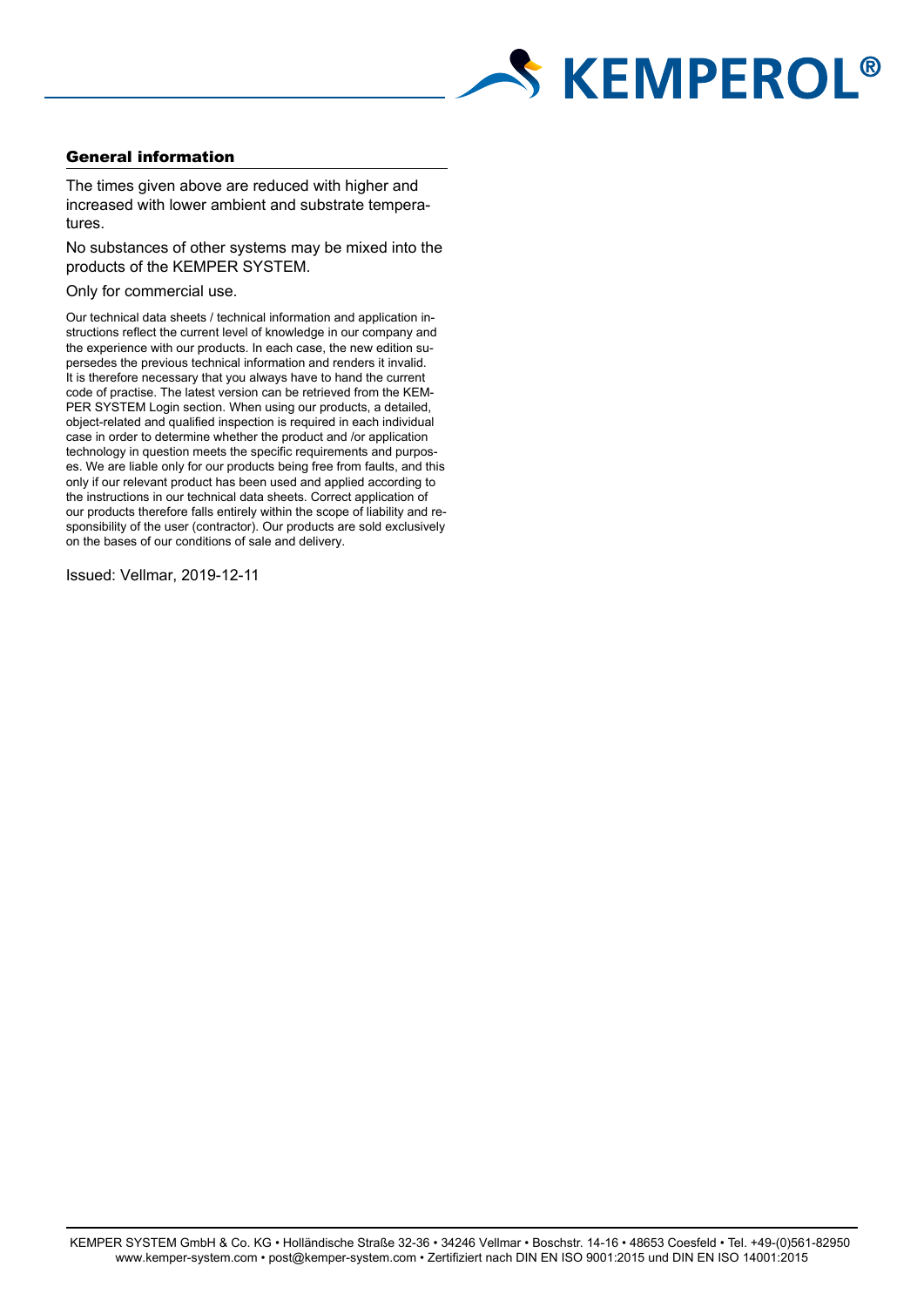## General information

The times given above are reduced with higher and increased with lower ambient and substrate temperatures.

No substances of other systems may be mixed into the products of the KEMPER SYSTEM.

Only for commercial use.

Our technical data sheets / technical information and application instructions reflect the current level of knowledge in our company and the experience with our products. In each case, the new edition supersedes the previous technical information and renders it invalid. It is therefore necessary that you always have to hand the current code of practise. The latest version can be retrieved from the KEMPER SYSTEM Login section. When using our products, a detailed, object-related and qualified inspection is required in each individual case in order to determine whether the product and /or application technology in question meets the specific requirements and purposes. We are liable only for our products being free from faults, and this only if our relevant product has been used and applied according to the instructions in our technical data sheets. Correct application of our products therefore falls entirely within the scope of liability and responsibility of the user (contractor). Our products are sold exclusively on the bases of our conditions of sale and delivery.

Issued: Vellmar, 2019-12-11

KEMPER SYSTEM GmbH & Co. KG • Holländische Straße 32-36 • 34246 Vellmar • Boschstr. 14-16 • 48653 Coesfeld • Tel. +49-(0)561-82950
www.kemper-system.com • post@kemper-system.com • Zertifiziert nach DIN EN ISO 9001:2015 und DIN EN ISO 14001:2015